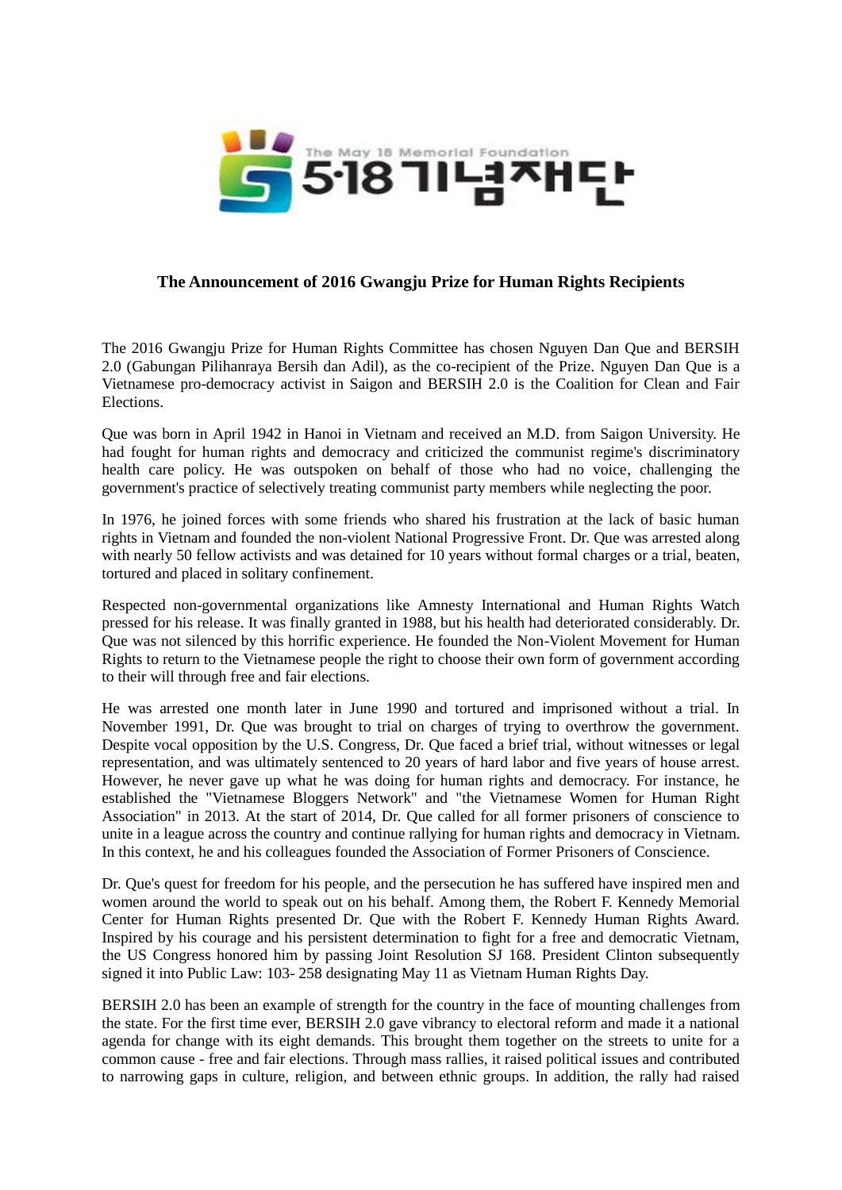The May 18 Memorial Foundation

5·18기념재단

## The Announcement of 2016 Gwangju Prize for Human Rights Recipients

The 2016 Gwangju Prize for Human Rights Committee has chosen Nguyen Dan Que and BERSIH 2.0 (Gabungan Pilihanraya Bersih dan Adil), as the co-recipient of the Prize. Nguyen Dan Que is a Vietnamese pro-democracy activist in Saigon and BERSIH 2.0 is the Coalition for Clean and Fair Elections.

Que was born in April 1942 in Hanoi in Vietnam and received an M.D. from Saigon University. He had fought for human rights and democracy and criticized the communist regime's discriminatory health care policy. He was outspoken on behalf of those who had no voice, challenging the government's practice of selectively treating communist party members while neglecting the poor.

In 1976, he joined forces with some friends who shared his frustration at the lack of basic human rights in Vietnam and founded the non-violent National Progressive Front. Dr. Que was arrested along with nearly 50 fellow activists and was detained for 10 years without formal charges or a trial, beaten, tortured and placed in solitary confinement.

Respected non-governmental organizations like Amnesty International and Human Rights Watch pressed for his release. It was finally granted in 1988, but his health had deteriorated considerably. Dr. Que was not silenced by this horrific experience. He founded the Non-Violent Movement for Human Rights to return to the Vietnamese people the right to choose their own form of government according to their will through free and fair elections.

He was arrested one month later in June 1990 and tortured and imprisoned without a trial. In November 1991, Dr. Que was brought to trial on charges of trying to overthrow the government. Despite vocal opposition by the U.S. Congress, Dr. Que faced a brief trial, without witnesses or legal representation, and was ultimately sentenced to 20 years of hard labor and five years of house arrest. However, he never gave up what he was doing for human rights and democracy. For instance, he established the "Vietnamese Bloggers Network" and "the Vietnamese Women for Human Right Association" in 2013. At the start of 2014, Dr. Que called for all former prisoners of conscience to unite in a league across the country and continue rallying for human rights and democracy in Vietnam. In this context, he and his colleagues founded the Association of Former Prisoners of Conscience.

Dr. Que's quest for freedom for his people, and the persecution he has suffered have inspired men and women around the world to speak out on his behalf. Among them, the Robert F. Kennedy Memorial Center for Human Rights presented Dr. Que with the Robert F. Kennedy Human Rights Award. Inspired by his courage and his persistent determination to fight for a free and democratic Vietnam, the US Congress honored him by passing Joint Resolution SJ 168. President Clinton subsequently signed it into Public Law: 103- 258 designating May 11 as Vietnam Human Rights Day.

BERSIH 2.0 has been an example of strength for the country in the face of mounting challenges from the state. For the first time ever, BERSIH 2.0 gave vibrancy to electoral reform and made it a national agenda for change with its eight demands. This brought them together on the streets to unite for a common cause - free and fair elections. Through mass rallies, it raised political issues and contributed to narrowing gaps in culture, religion, and between ethnic groups. In addition, the rally had raised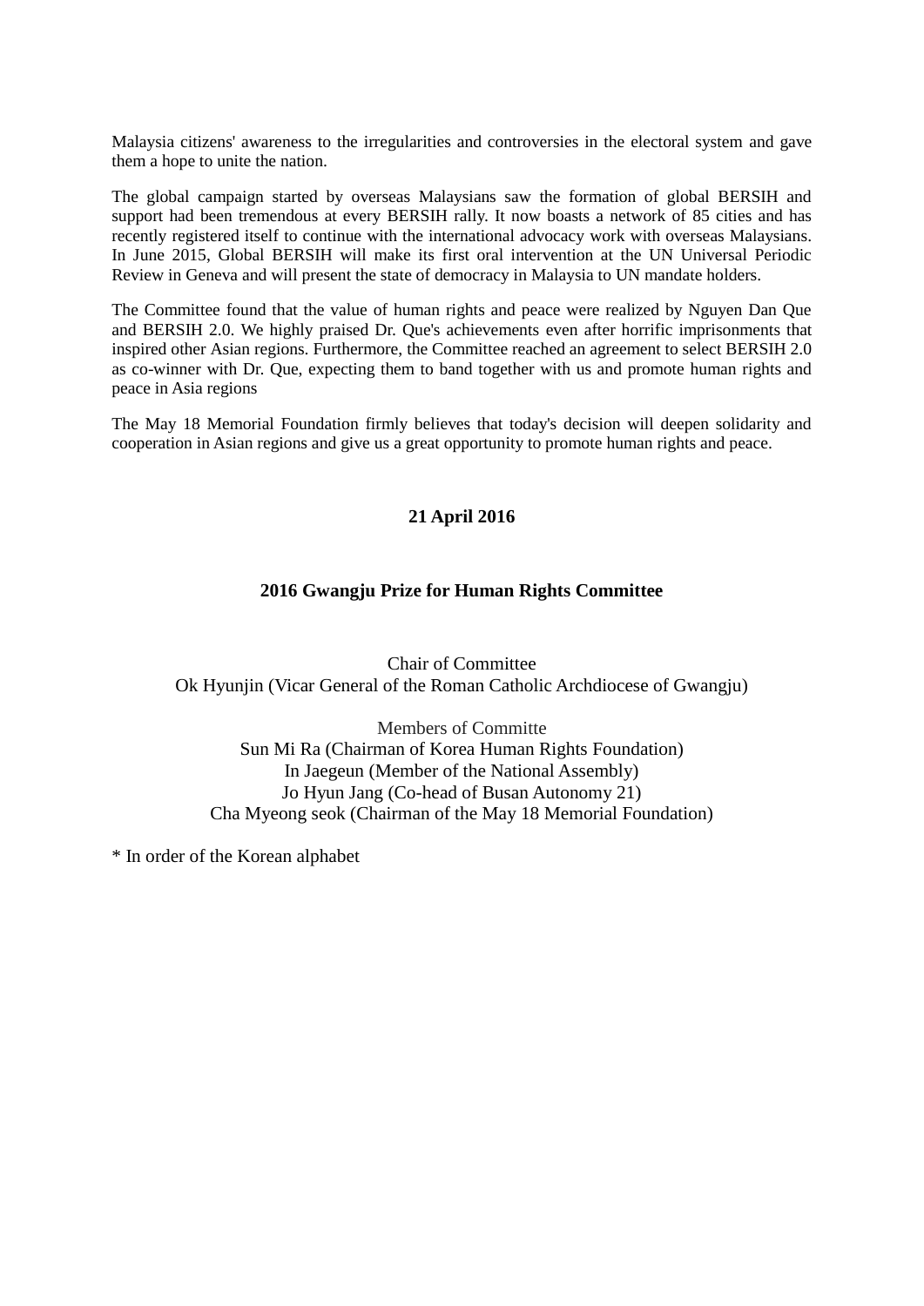Malaysia citizens' awareness to the irregularities and controversies in the electoral system and gave them a hope to unite the nation.

The global campaign started by overseas Malaysians saw the formation of global BERSIH and support had been tremendous at every BERSIH rally. It now boasts a network of 85 cities and has recently registered itself to continue with the international advocacy work with overseas Malaysians. In June 2015, Global BERSIH will make its first oral intervention at the UN Universal Periodic Review in Geneva and will present the state of democracy in Malaysia to UN mandate holders.

The Committee found that the value of human rights and peace were realized by Nguyen Dan Que and BERSIH 2.0. We highly praised Dr. Que's achievements even after horrific imprisonments that inspired other Asian regions. Furthermore, the Committee reached an agreement to select BERSIH 2.0 as co-winner with Dr. Que, expecting them to band together with us and promote human rights and peace in Asia regions

The May 18 Memorial Foundation firmly believes that today's decision will deepen solidarity and cooperation in Asian regions and give us a great opportunity to promote human rights and peace.

**21 April 2016**

**2016 Gwangju Prize for Human Rights Committee**

Chair of Committee
Ok Hyunjin (Vicar General of the Roman Catholic Archdiocese of Gwangju)

Members of Committe
Sun Mi Ra (Chairman of Korea Human Rights Foundation)
In Jaegeun (Member of the National Assembly)
Jo Hyun Jang (Co-head of Busan Autonomy 21)
Cha Myeong seok (Chairman of the May 18 Memorial Foundation)

* In order of the Korean alphabet